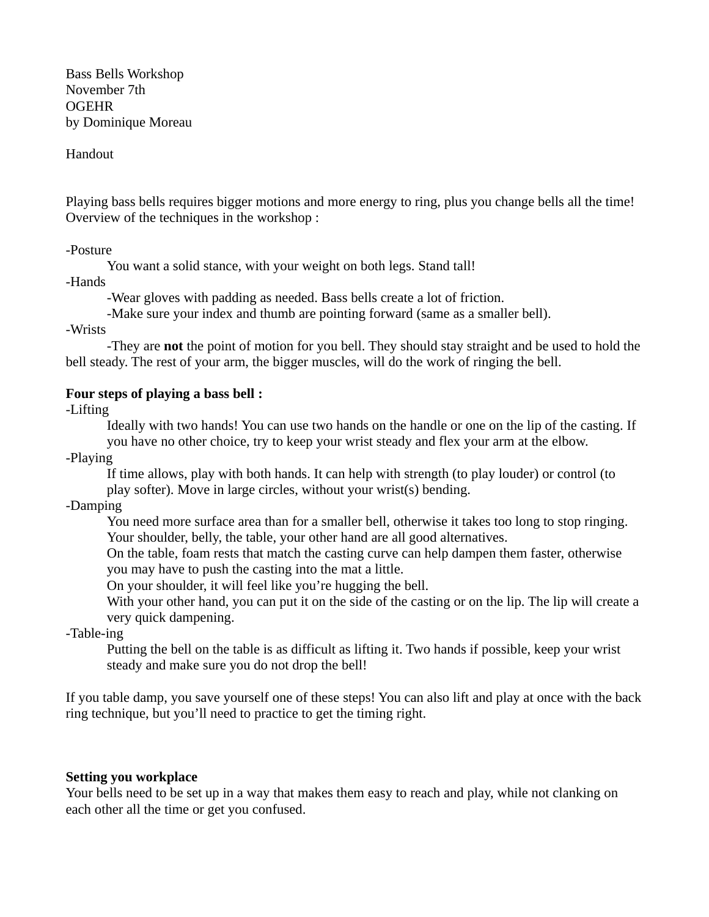Bass Bells Workshop
November 7th
OGEHR
by Dominique Moreau

Handout

Playing bass bells requires bigger motions and more energy to ring, plus you change bells all the time! Overview of the techniques in the workshop :

-Posture

You want a solid stance, with your weight on both legs. Stand tall!

-Hands

-Wear gloves with padding as needed. Bass bells create a lot of friction.

-Make sure your index and thumb are pointing forward (same as a smaller bell).

-Wrists

-They are **not** the point of motion for you bell. They should stay straight and be used to hold the bell steady. The rest of your arm, the bigger muscles, will do the work of ringing the bell.

**Four steps of playing a bass bell :**

-Lifting

Ideally with two hands! You can use two hands on the handle or one on the lip of the casting. If you have no other choice, try to keep your wrist steady and flex your arm at the elbow.

-Playing

If time allows, play with both hands. It can help with strength (to play louder) or control (to play softer). Move in large circles, without your wrist(s) bending.

-Damping

You need more surface area than for a smaller bell, otherwise it takes too long to stop ringing. Your shoulder, belly, the table, your other hand are all good alternatives.

On the table, foam rests that match the casting curve can help dampen them faster, otherwise you may have to push the casting into the mat a little.

On your shoulder, it will feel like you're hugging the bell.

With your other hand, you can put it on the side of the casting or on the lip. The lip will create a very quick dampening.

-Table-ing

Putting the bell on the table is as difficult as lifting it. Two hands if possible, keep your wrist steady and make sure you do not drop the bell!

If you table damp, you save yourself one of these steps! You can also lift and play at once with the back ring technique, but you'll need to practice to get the timing right.

**Setting you workplace**

Your bells need to be set up in a way that makes them easy to reach and play, while not clanking on each other all the time or get you confused.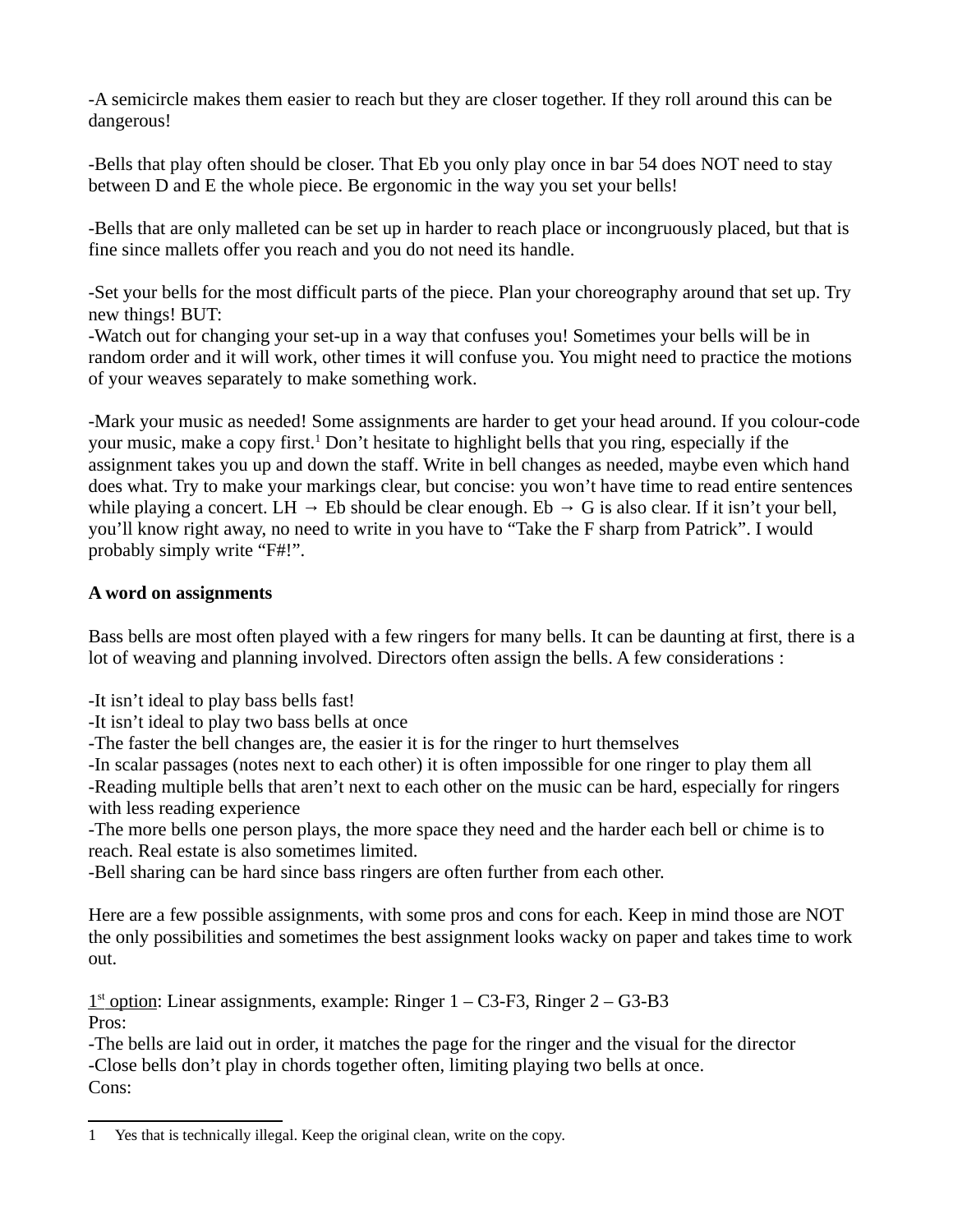-A semicircle makes them easier to reach but they are closer together. If they roll around this can be dangerous!

-Bells that play often should be closer. That Eb you only play once in bar 54 does NOT need to stay between D and E the whole piece. Be ergonomic in the way you set your bells!

-Bells that are only malleted can be set up in harder to reach place or incongruously placed, but that is fine since mallets offer you reach and you do not need its handle.

-Set your bells for the most difficult parts of the piece. Plan your choreography around that set up. Try new things! BUT:
-Watch out for changing your set-up in a way that confuses you! Sometimes your bells will be in random order and it will work, other times it will confuse you. You might need to practice the motions of your weaves separately to make something work.

-Mark your music as needed! Some assignments are harder to get your head around. If you colour-code your music, make a copy first.[1] Don't hesitate to highlight bells that you ring, especially if the assignment takes you up and down the staff. Write in bell changes as needed, maybe even which hand does what. Try to make your markings clear, but concise: you won't have time to read entire sentences while playing a concert. LH → Eb should be clear enough. Eb → G is also clear. If it isn't your bell, you'll know right away, no need to write in you have to "Take the F sharp from Patrick". I would probably simply write "F#!".

**A word on assignments**

Bass bells are most often played with a few ringers for many bells. It can be daunting at first, there is a lot of weaving and planning involved. Directors often assign the bells. A few considerations :

-It isn't ideal to play bass bells fast!
-It isn't ideal to play two bass bells at once
-The faster the bell changes are, the easier it is for the ringer to hurt themselves
-In scalar passages (notes next to each other) it is often impossible for one ringer to play them all
-Reading multiple bells that aren't next to each other on the music can be hard, especially for ringers with less reading experience
-The more bells one person plays, the more space they need and the harder each bell or chime is to reach. Real estate is also sometimes limited.
-Bell sharing can be hard since bass ringers are often further from each other.

Here are a few possible assignments, with some pros and cons for each. Keep in mind those are NOT the only possibilities and sometimes the best assignment looks wacky on paper and takes time to work out.

<u>1st option</u>: Linear assignments, example: Ringer 1 – C3-F3, Ringer 2 – G3-B3
Pros:
-The bells are laid out in order, it matches the page for the ringer and the visual for the director
-Close bells don't play in chords together often, limiting playing two bells at once.
Cons:

[1] Yes that is technically illegal. Keep the original clean, write on the copy.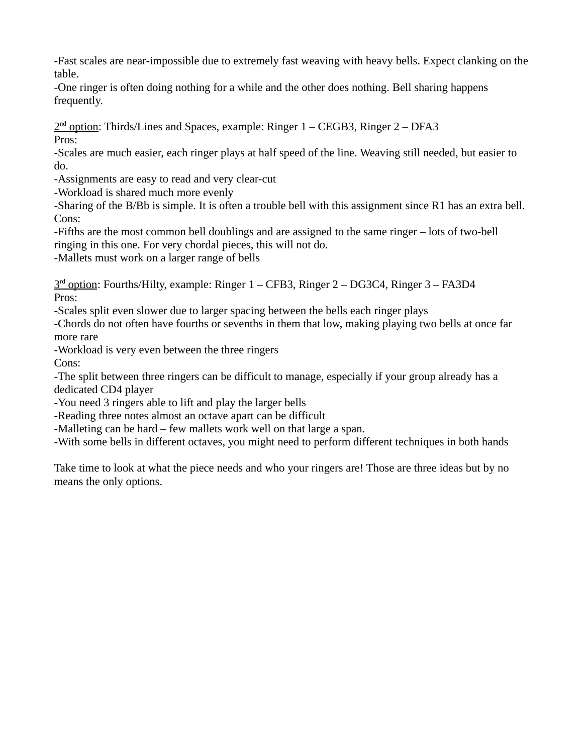-Fast scales are near-impossible due to extremely fast weaving with heavy bells. Expect clanking on the table.
-One ringer is often doing nothing for a while and the other does nothing. Bell sharing happens frequently.

<u>2nd option</u>: Thirds/Lines and Spaces, example: Ringer 1 – CEGB3, Ringer 2 – DFA3
Pros:
-Scales are much easier, each ringer plays at half speed of the line. Weaving still needed, but easier to do.
-Assignments are easy to read and very clear-cut
-Workload is shared much more evenly
-Sharing of the B/Bb is simple. It is often a trouble bell with this assignment since R1 has an extra bell.
Cons:
-Fifths are the most common bell doublings and are assigned to the same ringer – lots of two-bell ringing in this one. For very chordal pieces, this will not do.
-Mallets must work on a larger range of bells

<u>3rd option</u>: Fourths/Hilty, example: Ringer 1 – CFB3, Ringer 2 – DG3C4, Ringer 3 – FA3D4
Pros:
-Scales split even slower due to larger spacing between the bells each ringer plays
-Chords do not often have fourths or sevenths in them that low, making playing two bells at once far more rare
-Workload is very even between the three ringers
Cons:
-The split between three ringers can be difficult to manage, especially if your group already has a dedicated CD4 player
-You need 3 ringers able to lift and play the larger bells
-Reading three notes almost an octave apart can be difficult
-Malleting can be hard – few mallets work well on that large a span.
-With some bells in different octaves, you might need to perform different techniques in both hands

Take time to look at what the piece needs and who your ringers are! Those are three ideas but by no means the only options.